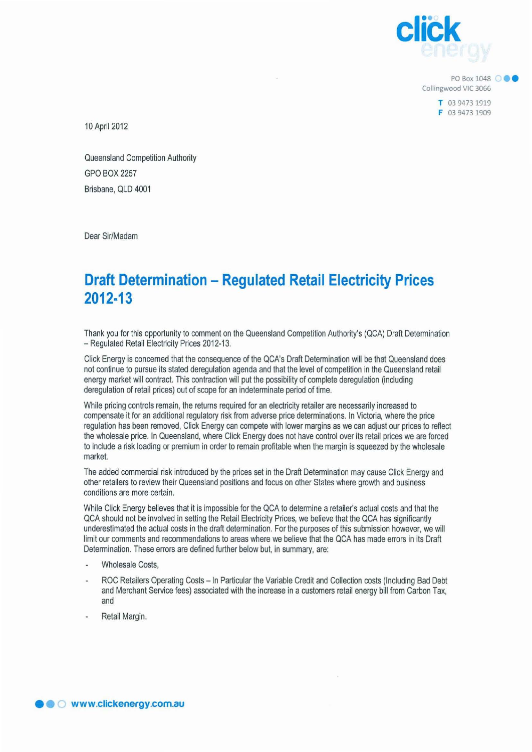PO Box 1048
Collingwood VIC 3066

T 03 9473 1919
F 03 9473 1909

10 April 2012

Queensland Competition Authority
GPO BOX 2257
Brisbane, QLD 4001

Dear Sir/Madam

# Draft Determination – Regulated Retail Electricity Prices 2012-13

Thank you for this opportunity to comment on the Queensland Competition Authority's (QCA) Draft Determination – Regulated Retail Electricity Prices 2012-13.

Click Energy is concerned that the consequence of the QCA's Draft Determination will be that Queensland does not continue to pursue its stated deregulation agenda and that the level of competition in the Queensland retail energy market will contract. This contraction will put the possibility of complete deregulation (including deregulation of retail prices) out of scope for an indeterminate period of time.

While pricing controls remain, the returns required for an electricity retailer are necessarily increased to compensate it for an additional regulatory risk from adverse price determinations. In Victoria, where the price regulation has been removed, Click Energy can compete with lower margins as we can adjust our prices to reflect the wholesale price. In Queensland, where Click Energy does not have control over its retail prices we are forced to include a risk loading or premium in order to remain profitable when the margin is squeezed by the wholesale market.

The added commercial risk introduced by the prices set in the Draft Determination may cause Click Energy and other retailers to review their Queensland positions and focus on other States where growth and business conditions are more certain.

While Click Energy believes that it is impossible for the QCA to determine a retailer's actual costs and that the QCA should not be involved in setting the Retail Electricity Prices, we believe that the QCA has significantly underestimated the actual costs in the draft determination. For the purposes of this submission however, we will limit our comments and recommendations to areas where we believe that the QCA has made errors in its Draft Determination. These errors are defined further below but, in summary, are:

- Wholesale Costs,
- ROC Retailers Operating Costs – In Particular the Variable Credit and Collection costs (Including Bad Debt and Merchant Service fees) associated with the increase in a customers retail energy bill from Carbon Tax, and
- Retail Margin.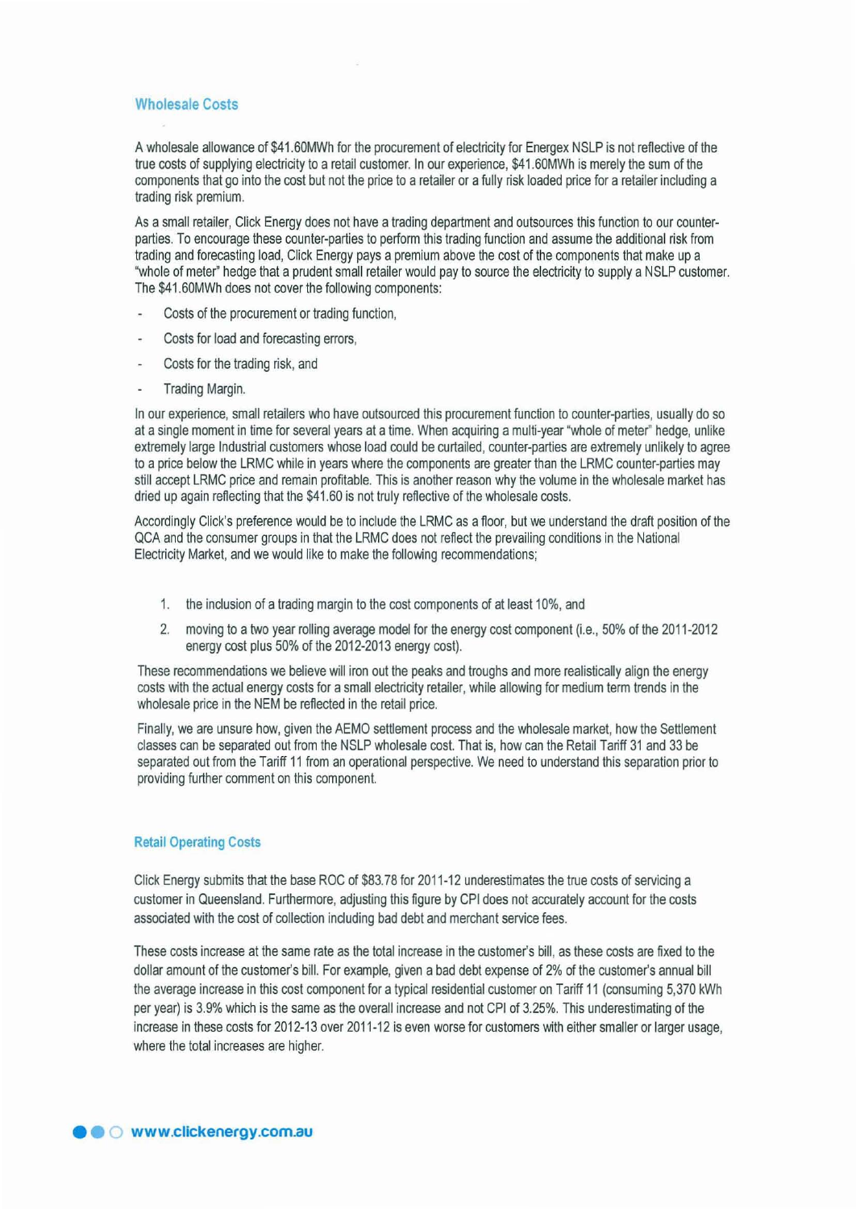## Wholesale Costs

A wholesale allowance of $41.60MWh for the procurement of electricity for Energex NSLP is not reflective of the true costs of supplying electricity to a retail customer. In our experience, $41.60MWh is merely the sum of the components that go into the cost but not the price to a retailer or a fully risk loaded price for a retailer including a trading risk premium.

As a small retailer, Click Energy does not have a trading department and outsources this function to our counter-parties. To encourage these counter-parties to perform this trading function and assume the additional risk from trading and forecasting load, Click Energy pays a premium above the cost of the components that make up a "whole of meter" hedge that a prudent small retailer would pay to source the electricity to supply a NSLP customer. The $41.60MWh does not cover the following components:

- Costs of the procurement or trading function,
- Costs for load and forecasting errors,
- Costs for the trading risk, and
- Trading Margin.

In our experience, small retailers who have outsourced this procurement function to counter-parties, usually do so at a single moment in time for several years at a time. When acquiring a multi-year "whole of meter" hedge, unlike extremely large Industrial customers whose load could be curtailed, counter-parties are extremely unlikely to agree to a price below the LRMC while in years where the components are greater than the LRMC counter-parties may still accept LRMC price and remain profitable. This is another reason why the volume in the wholesale market has dried up again reflecting that the $41.60 is not truly reflective of the wholesale costs.

Accordingly Click's preference would be to include the LRMC as a floor, but we understand the draft position of the QCA and the consumer groups in that the LRMC does not reflect the prevailing conditions in the National Electricity Market, and we would like to make the following recommendations;

1. the inclusion of a trading margin to the cost components of at least 10%, and
2. moving to a two year rolling average model for the energy cost component (i.e., 50% of the 2011-2012 energy cost plus 50% of the 2012-2013 energy cost).

These recommendations we believe will iron out the peaks and troughs and more realistically align the energy costs with the actual energy costs for a small electricity retailer, while allowing for medium term trends in the wholesale price in the NEM be reflected in the retail price.

Finally, we are unsure how, given the AEMO settlement process and the wholesale market, how the Settlement classes can be separated out from the NSLP wholesale cost. That is, how can the Retail Tariff 31 and 33 be separated out from the Tariff 11 from an operational perspective. We need to understand this separation prior to providing further comment on this component.

## Retail Operating Costs

Click Energy submits that the base ROC of $83.78 for 2011-12 underestimates the true costs of servicing a customer in Queensland. Furthermore, adjusting this figure by CPI does not accurately account for the costs associated with the cost of collection including bad debt and merchant service fees.

These costs increase at the same rate as the total increase in the customer's bill, as these costs are fixed to the dollar amount of the customer's bill. For example, given a bad debt expense of 2% of the customer's annual bill the average increase in this cost component for a typical residential customer on Tariff 11 (consuming 5,370 kWh per year) is 3.9% which is the same as the overall increase and not CPI of 3.25%. This underestimating of the increase in these costs for 2012-13 over 2011-12 is even worse for customers with either smaller or larger usage, where the total increases are higher.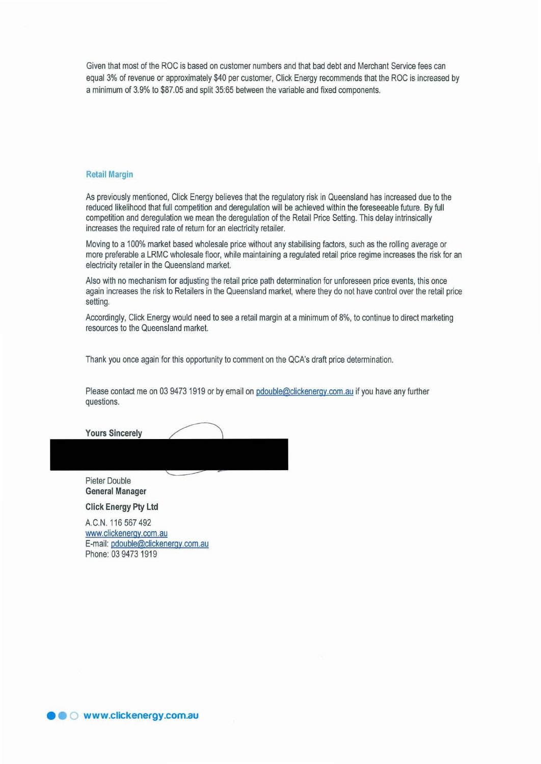Given that most of the ROC is based on customer numbers and that bad debt and Merchant Service fees can equal 3% of revenue or approximately $40 per customer, Click Energy recommends that the ROC is increased by a minimum of 3.9% to $87.05 and split 35:65 between the variable and fixed components.

## Retail Margin

As previously mentioned, Click Energy believes that the regulatory risk in Queensland has increased due to the reduced likelihood that full competition and deregulation will be achieved within the foreseeable future. By full competition and deregulation we mean the deregulation of the Retail Price Setting. This delay intrinsically increases the required rate of return for an electricity retailer.

Moving to a 100% market based wholesale price without any stabilising factors, such as the rolling average or more preferable a LRMC wholesale floor, while maintaining a regulated retail price regime increases the risk for an electricity retailer in the Queensland market.

Also with no mechanism for adjusting the retail price path determination for unforeseen price events, this once again increases the risk to Retailers in the Queensland market, where they do not have control over the retail price setting.

Accordingly, Click Energy would need to see a retail margin at a minimum of 8%, to continue to direct marketing resources to the Queensland market.

Thank you once again for this opportunity to comment on the QCA's draft price determination.

Please contact me on 03 9473 1919 or by email on pdouble@clickenergy.com.au if you have any further questions.

**Yours Sincerely**

Pieter Double
**General Manager**

**Click Energy Pty Ltd**

A.C.N. 116 567 492
www.clickenergy.com.au
E-mail: pdouble@clickenergy.com.au
Phone: 03 9473 1919